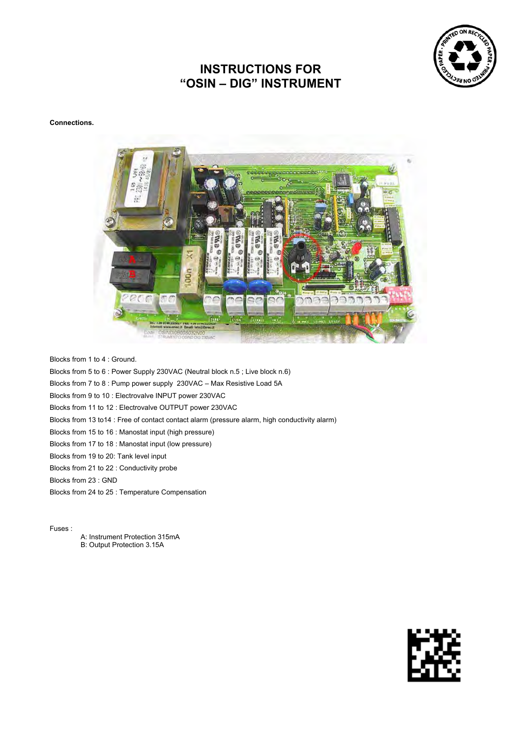# INSTRUCTIONS FOR "OSIN – DIG" INSTRUMENT

**Connections.**

Blocks from 1 to 4 : Ground.

Blocks from 5 to 6 : Power Supply 230VAC (Neutral block n.5 ; Live block n.6)

Blocks from 7 to 8 : Pump power supply 230VAC – Max Resistive Load 5A

Blocks from 9 to 10 : Electrovalve INPUT power 230VAC

Blocks from 11 to 12 : Electrovalve OUTPUT power 230VAC

Blocks from 13 to14 : Free of contact contact alarm (pressure alarm, high conductivity alarm)

Blocks from 15 to 16 : Manostat input (high pressure)

Blocks from 17 to 18 : Manostat input (low pressure)

Blocks from 19 to 20: Tank level input

Blocks from 21 to 22 : Conductivity probe

Blocks from 23 : GND

Blocks from 24 to 25 : Temperature Compensation

Fuses :

A: Instrument Protection 315mA
B: Output Protection 3.15A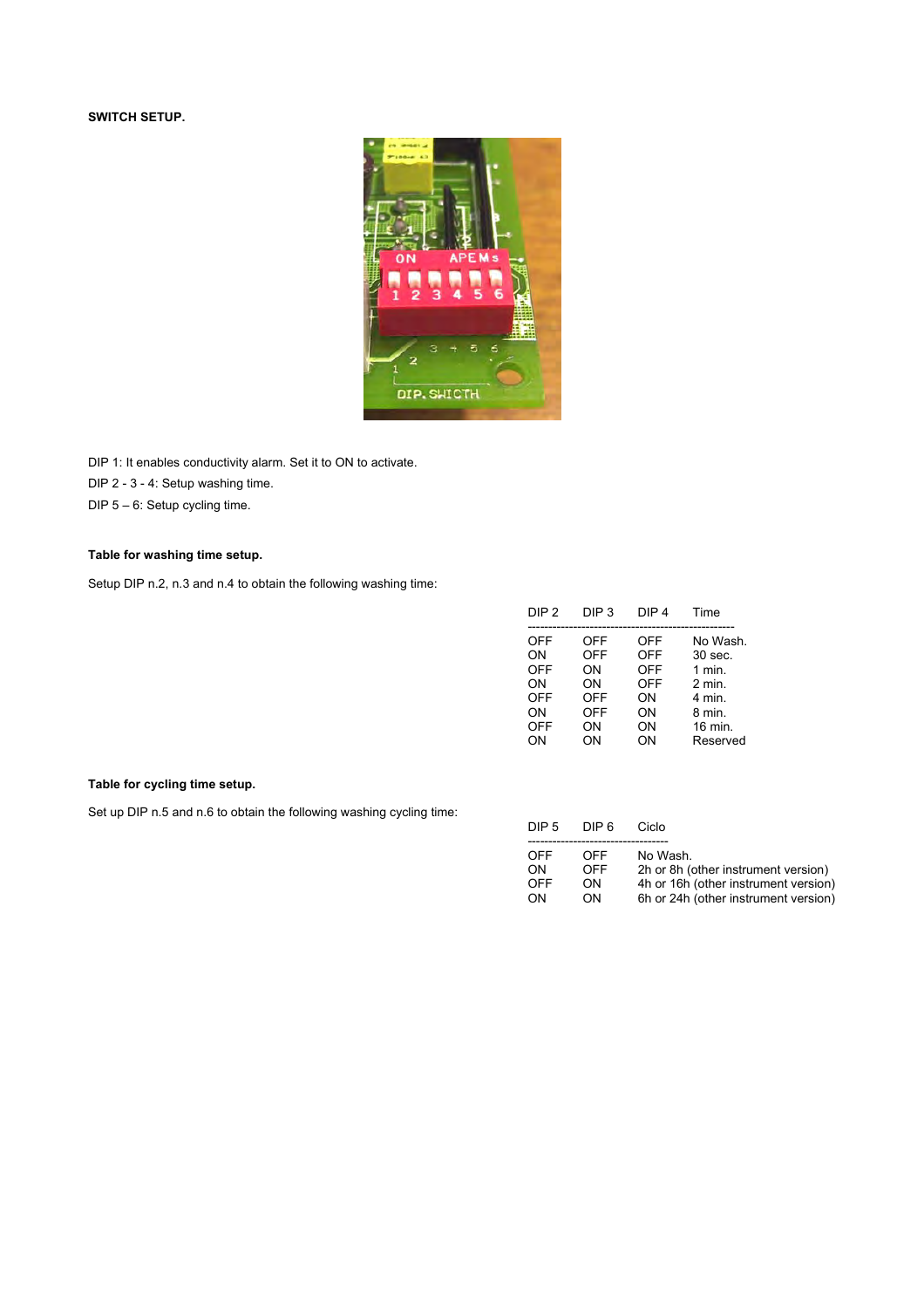**SWITCH SETUP.**

DIP 1: It enables conductivity alarm. Set it to ON to activate.

DIP 2 - 3 - 4: Setup washing time.

DIP 5 – 6: Setup cycling time.

**Table for washing time setup.**

Setup DIP n.2, n.3 and n.4 to obtain the following washing time:

| DIP 2 | DIP 3 | DIP 4 | Time |
|---|---|---|---|
| OFF | OFF | OFF | No Wash. |
| ON | OFF | OFF | 30 sec. |
| OFF | ON | OFF | 1 min. |
| ON | ON | OFF | 2 min. |
| OFF | OFF | ON | 4 min. |
| ON | OFF | ON | 8 min. |
| OFF | ON | ON | 16 min. |
| ON | ON | ON | Reserved |

**Table for cycling time setup.**

Set up DIP n.5 and n.6 to obtain the following washing cycling time:

| DIP 5 | DIP 6 | Ciclo |
|---|---|---|
| OFF | OFF | No Wash. |
| ON | OFF | 2h or 8h (other instrument version) |
| OFF | ON | 4h or 16h (other instrument version) |
| ON | ON | 6h or 24h (other instrument version) |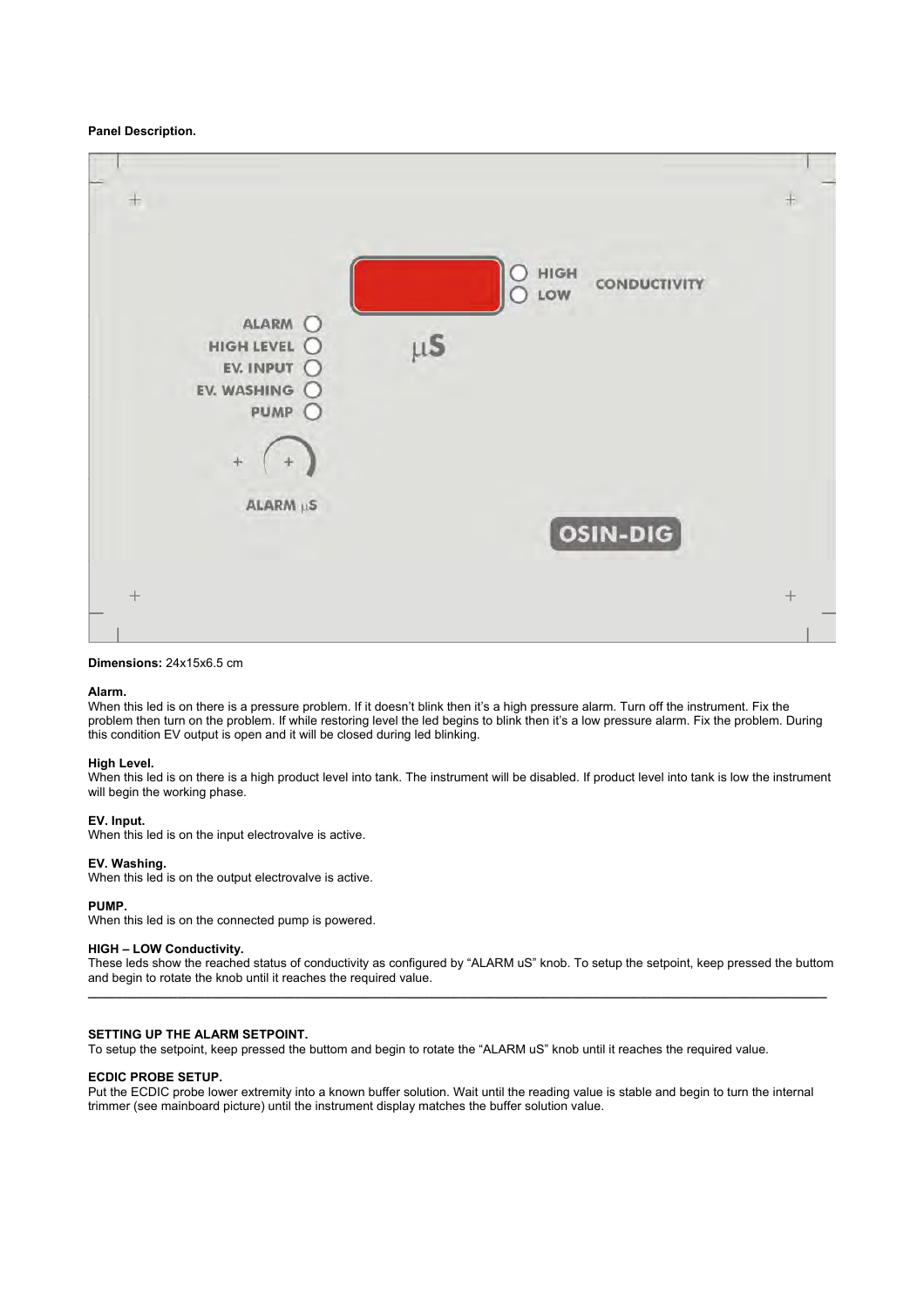**Panel Description.**

**Dimensions:** 24x15x6.5 cm

**Alarm.**
When this led is on there is a pressure problem. If it doesn't blink then it's a high pressure alarm. Turn off the instrument. Fix the problem then turn on the problem. If while restoring level the led begins to blink then it's a low pressure alarm. Fix the problem. During this condition EV output is open and it will be closed during led blinking.

**High Level.**
When this led is on there is a high product level into tank. The instrument will be disabled. If product level into tank is low the instrument will begin the working phase.

**EV. Input.**
When this led is on the input electrovalve is active.

**EV. Washing.**
When this led is on the output electrovalve is active.

**PUMP.**
When this led is on the connected pump is powered.

**HIGH – LOW Conductivity.**
These leds show the reached status of conductivity as configured by "ALARM uS" knob. To setup the setpoint, keep pressed the buttom and begin to rotate the knob until it reaches the required value.

---

**SETTING UP THE ALARM SETPOINT.**
To setup the setpoint, keep pressed the buttom and begin to rotate the "ALARM uS" knob until it reaches the required value.

**ECDIC PROBE SETUP.**
Put the ECDIC probe lower extremity into a known buffer solution. Wait until the reading value is stable and begin to turn the internal trimmer (see mainboard picture) until the instrument display matches the buffer solution value.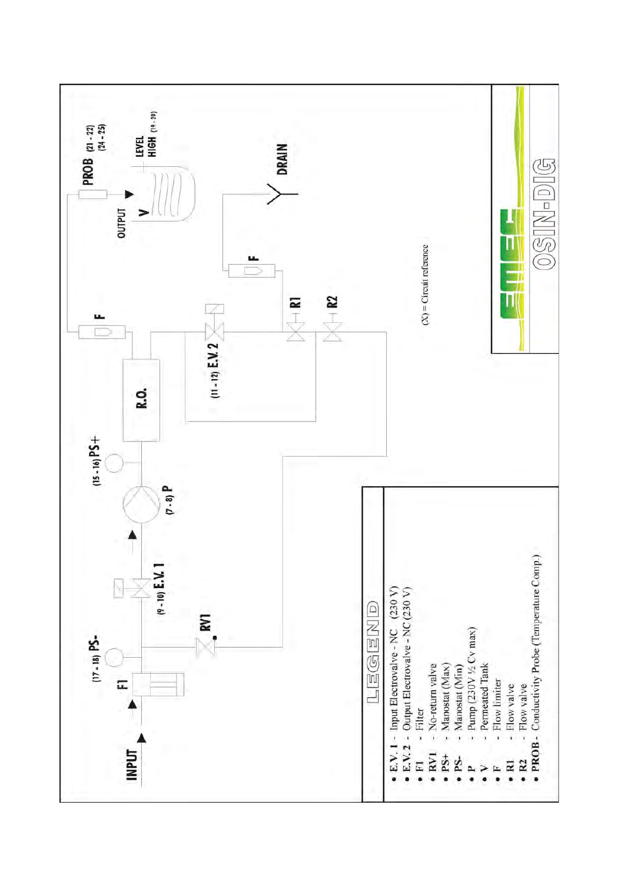INPUT

F1

(17 - 18) PS-

RV1

(9 - 10) E.V. 1

(7 - 8) P

(15 - 16) PS+

R.O.

F

(11 - 12) E.V. 2

R1

R2

F

DRAIN

PROB (21 - 22) (24 - 25)

OUTPUT

V

LEVEL HIGH (19 - 20)

(X) = Circuit reference

## LEGEND

- **E.V. 1** - Input Electrovalve - NC (230 V)
- **E.V. 2** - Output Electrovalve - NC (230 V)
- **F1** - Filter
- **RV1** - No-return valve
- **PS+** - Manostat (Max)
- **PS-** - Manostat (Min)
- **P** - Pump (230V ½ Cv max)
- **V** - Permeated Tank
- **F** - Flow limiter
- **R1** - Flow valve
- **R2** - Flow valve
- **PROB** - Conductivity Probe (Temperature Comp.)

EMEC

OSIN-DIG